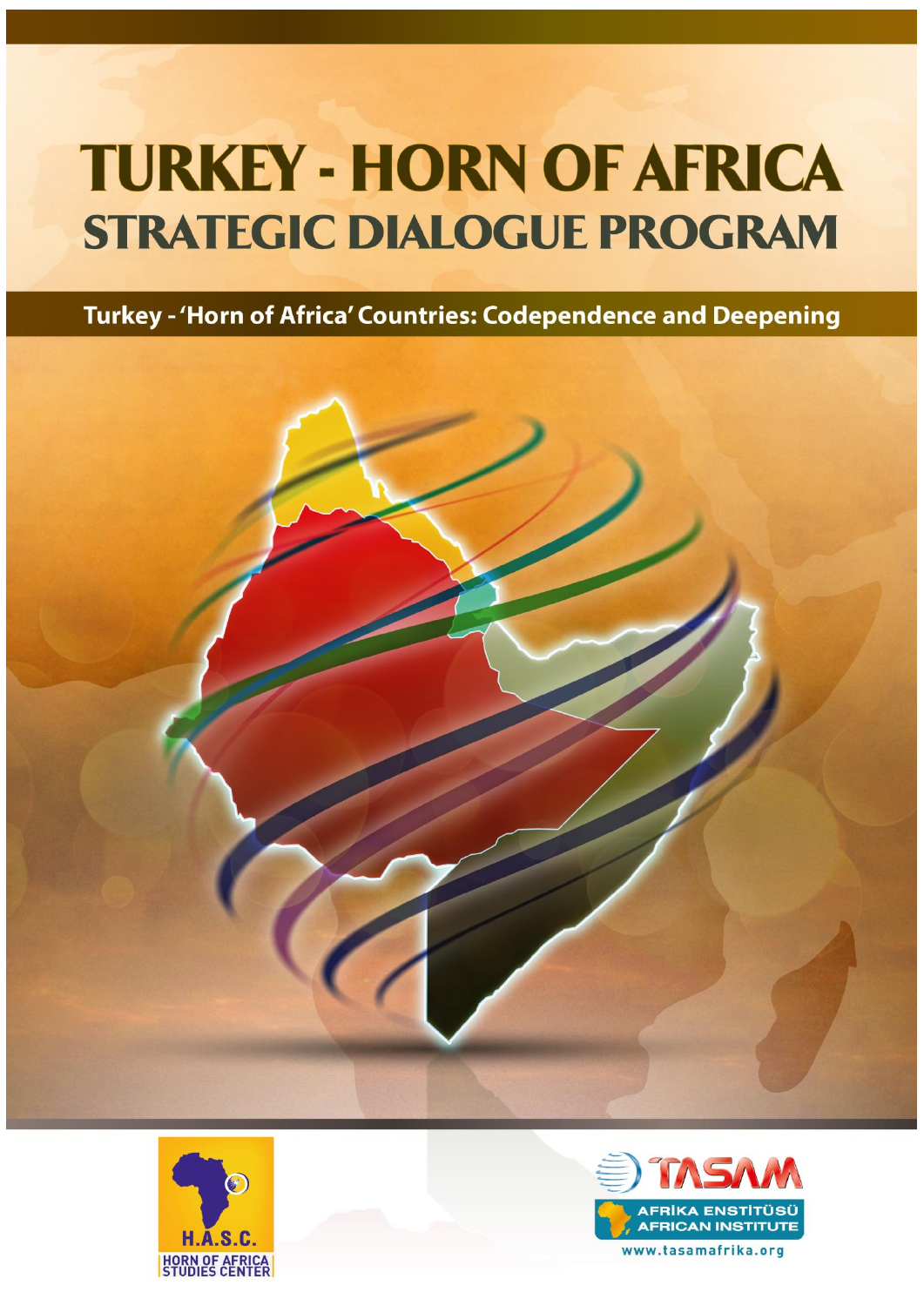# TURKEY - HORN OF AFRICA
## STRATEGIC DIALOGUE PROGRAM

**Turkey - 'Horn of Africa' Countries: Codependence and Deepening**

H.A.S.C.
HORN OF AFRICA STUDIES CENTER

TASAM
AFRİKA ENSTİTÜSÜ
AFRICAN INSTITUTE
www.tasamafrika.org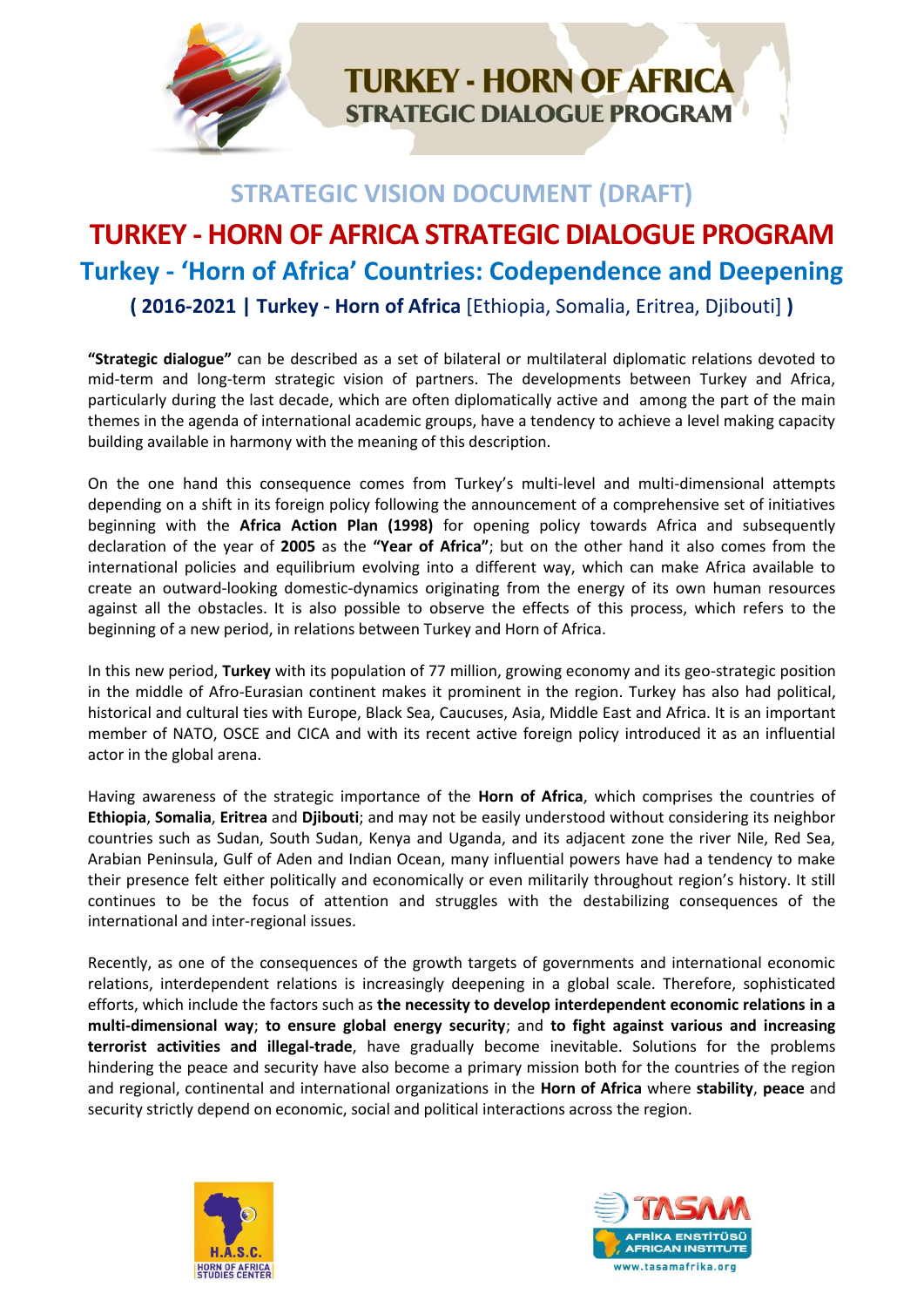## STRATEGIC VISION DOCUMENT (DRAFT)

# TURKEY - HORN OF AFRICA STRATEGIC DIALOGUE PROGRAM

## Turkey - 'Horn of Africa' Countries: Codependence and Deepening

### ( 2016-2021 | Turkey - Horn of Africa [Ethiopia, Somalia, Eritrea, Djibouti] )

**"Strategic dialogue"** can be described as a set of bilateral or multilateral diplomatic relations devoted to mid-term and long-term strategic vision of partners. The developments between Turkey and Africa, particularly during the last decade, which are often diplomatically active and among the part of the main themes in the agenda of international academic groups, have a tendency to achieve a level making capacity building available in harmony with the meaning of this description.

On the one hand this consequence comes from Turkey's multi-level and multi-dimensional attempts depending on a shift in its foreign policy following the announcement of a comprehensive set of initiatives beginning with the **Africa Action Plan (1998)** for opening policy towards Africa and subsequently declaration of the year of **2005** as the **"Year of Africa"**; but on the other hand it also comes from the international policies and equilibrium evolving into a different way, which can make Africa available to create an outward-looking domestic-dynamics originating from the energy of its own human resources against all the obstacles. It is also possible to observe the effects of this process, which refers to the beginning of a new period, in relations between Turkey and Horn of Africa.

In this new period, **Turkey** with its population of 77 million, growing economy and its geo-strategic position in the middle of Afro-Eurasian continent makes it prominent in the region. Turkey has also had political, historical and cultural ties with Europe, Black Sea, Caucuses, Asia, Middle East and Africa. It is an important member of NATO, OSCE and CICA and with its recent active foreign policy introduced it as an influential actor in the global arena.

Having awareness of the strategic importance of the **Horn of Africa**, which comprises the countries of **Ethiopia**, **Somalia**, **Eritrea** and **Djibouti**; and may not be easily understood without considering its neighbor countries such as Sudan, South Sudan, Kenya and Uganda, and its adjacent zone the river Nile, Red Sea, Arabian Peninsula, Gulf of Aden and Indian Ocean, many influential powers have had a tendency to make their presence felt either politically and economically or even militarily throughout region's history. It still continues to be the focus of attention and struggles with the destabilizing consequences of the international and inter-regional issues.

Recently, as one of the consequences of the growth targets of governments and international economic relations, interdependent relations is increasingly deepening in a global scale. Therefore, sophisticated efforts, which include the factors such as **the necessity to develop interdependent economic relations in a multi-dimensional way**; **to ensure global energy security**; and **to fight against various and increasing terrorist activities and illegal-trade**, have gradually become inevitable. Solutions for the problems hindering the peace and security have also become a primary mission both for the countries of the region and regional, continental and international organizations in the **Horn of Africa** where **stability**, **peace** and security strictly depend on economic, social and political interactions across the region.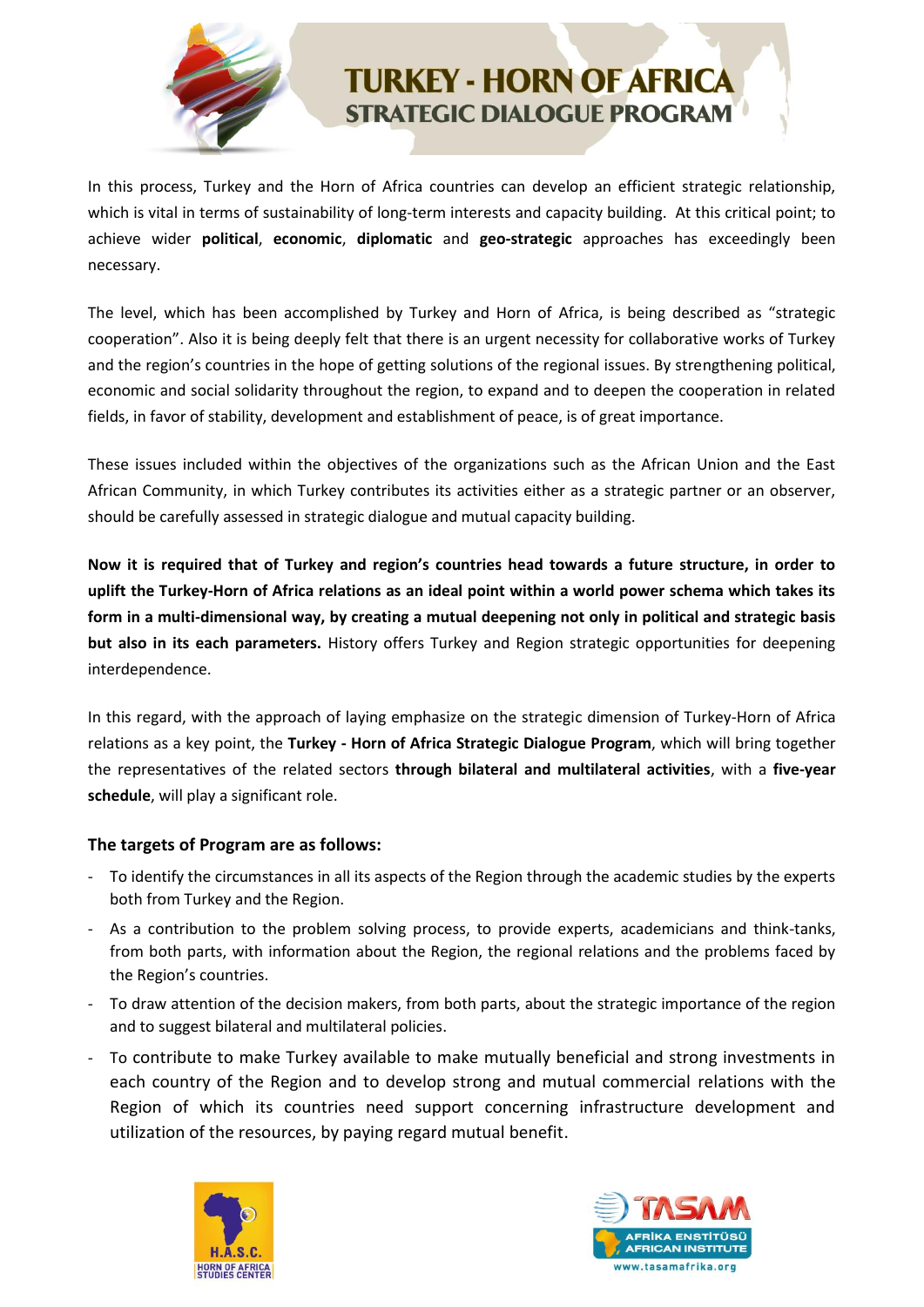In this process, Turkey and the Horn of Africa countries can develop an efficient strategic relationship, which is vital in terms of sustainability of long-term interests and capacity building. At this critical point; to achieve wider **political**, **economic**, **diplomatic** and **geo-strategic** approaches has exceedingly been necessary.

The level, which has been accomplished by Turkey and Horn of Africa, is being described as "strategic cooperation". Also it is being deeply felt that there is an urgent necessity for collaborative works of Turkey and the region's countries in the hope of getting solutions of the regional issues. By strengthening political, economic and social solidarity throughout the region, to expand and to deepen the cooperation in related fields, in favor of stability, development and establishment of peace, is of great importance.

These issues included within the objectives of the organizations such as the African Union and the East African Community, in which Turkey contributes its activities either as a strategic partner or an observer, should be carefully assessed in strategic dialogue and mutual capacity building.

**Now it is required that of Turkey and region's countries head towards a future structure, in order to uplift the Turkey-Horn of Africa relations as an ideal point within a world power schema which takes its form in a multi-dimensional way, by creating a mutual deepening not only in political and strategic basis but also in its each parameters.** History offers Turkey and Region strategic opportunities for deepening interdependence.

In this regard, with the approach of laying emphasize on the strategic dimension of Turkey-Horn of Africa relations as a key point, the **Turkey - Horn of Africa Strategic Dialogue Program**, which will bring together the representatives of the related sectors **through bilateral and multilateral activities**, with a **five-year schedule**, will play a significant role.

### The targets of Program are as follows:

- To identify the circumstances in all its aspects of the Region through the academic studies by the experts both from Turkey and the Region.
- As a contribution to the problem solving process, to provide experts, academicians and think-tanks, from both parts, with information about the Region, the regional relations and the problems faced by the Region's countries.
- To draw attention of the decision makers, from both parts, about the strategic importance of the region and to suggest bilateral and multilateral policies.
- To contribute to make Turkey available to make mutually beneficial and strong investments in each country of the Region and to develop strong and mutual commercial relations with the Region of which its countries need support concerning infrastructure development and utilization of the resources, by paying regard mutual benefit.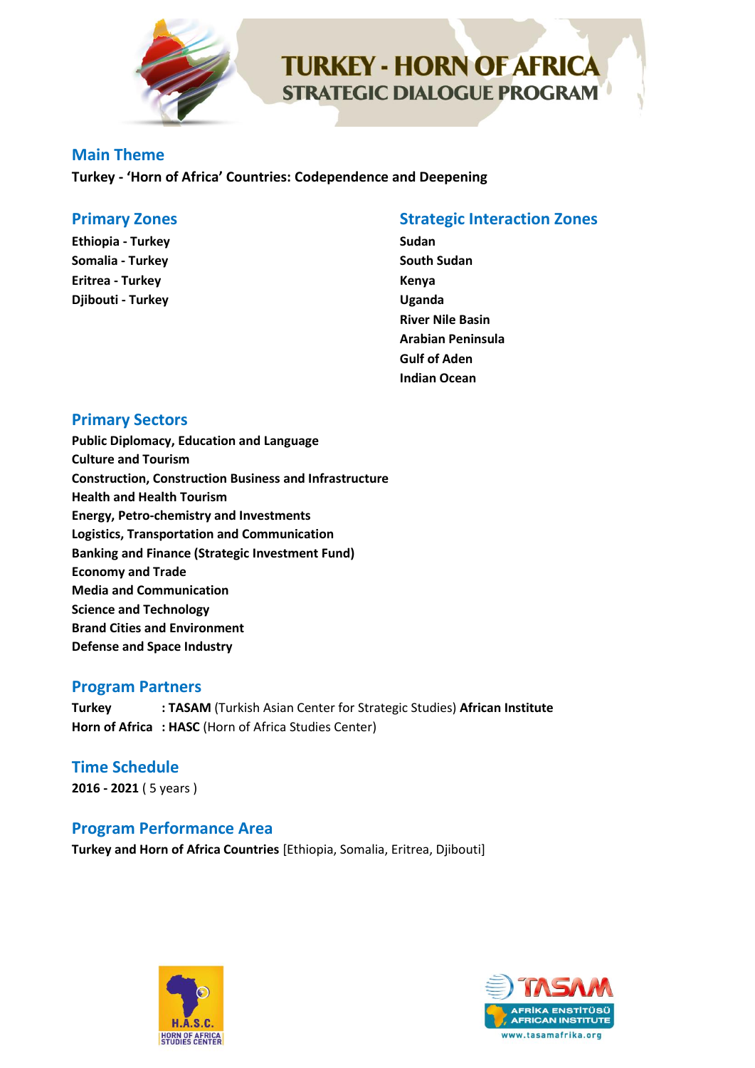# TURKEY - HORN OF AFRICA STRATEGIC DIALOGUE PROGRAM

## Main Theme

**Turkey - 'Horn of Africa' Countries: Codependence and Deepening**

## Primary Zones

**Ethiopia - Turkey**
**Somalia - Turkey**
**Eritrea - Turkey**
**Djibouti - Turkey**

## Strategic Interaction Zones

**Sudan**
**South Sudan**
**Kenya**
**Uganda**
**River Nile Basin**
**Arabian Peninsula**
**Gulf of Aden**
**Indian Ocean**

## Primary Sectors

**Public Diplomacy, Education and Language**
**Culture and Tourism**
**Construction, Construction Business and Infrastructure**
**Health and Health Tourism**
**Energy, Petro-chemistry and Investments**
**Logistics, Transportation and Communication**
**Banking and Finance (Strategic Investment Fund)**
**Economy and Trade**
**Media and Communication**
**Science and Technology**
**Brand Cities and Environment**
**Defense and Space Industry**

## Program Partners

**Turkey** : **TASAM** (Turkish Asian Center for Strategic Studies) **African Institute**
**Horn of Africa** : **HASC** (Horn of Africa Studies Center)

## Time Schedule

**2016 - 2021** ( 5 years )

## Program Performance Area

**Turkey and Horn of Africa Countries** [Ethiopia, Somalia, Eritrea, Djibouti]

H.A.S.C. HORN OF AFRICA STUDIES CENTER

TASAM AFRİKA ENSTİTÜSÜ AFRICAN INSTITUTE www.tasamafrika.org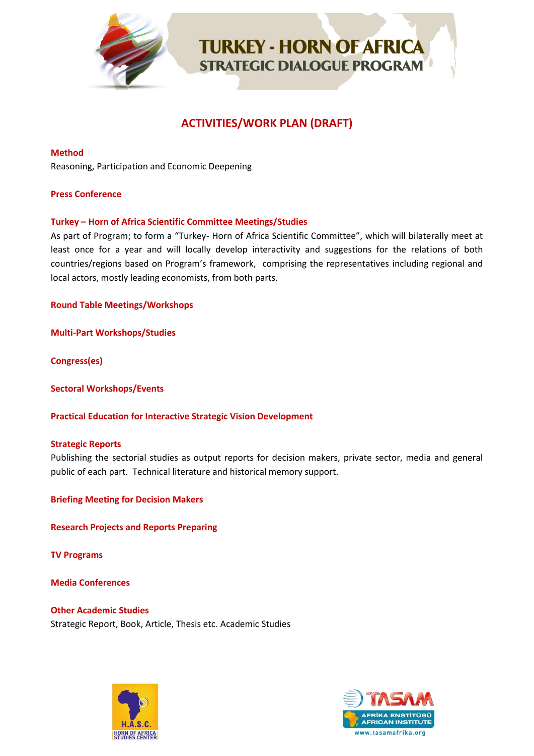# ACTIVITIES/WORK PLAN (DRAFT)

**Method**

Reasoning, Participation and Economic Deepening

**Press Conference**

**Turkey – Horn of Africa Scientific Committee Meetings/Studies**

As part of Program; to form a "Turkey- Horn of Africa Scientific Committee", which will bilaterally meet at least once for a year and will locally develop interactivity and suggestions for the relations of both countries/regions based on Program's framework, comprising the representatives including regional and local actors, mostly leading economists, from both parts.

**Round Table Meetings/Workshops**

**Multi-Part Workshops/Studies**

**Congress(es)**

**Sectoral Workshops/Events**

**Practical Education for Interactive Strategic Vision Development**

**Strategic Reports**

Publishing the sectorial studies as output reports for decision makers, private sector, media and general public of each part. Technical literature and historical memory support.

**Briefing Meeting for Decision Makers**

**Research Projects and Reports Preparing**

**TV Programs**

**Media Conferences**

**Other Academic Studies**

Strategic Report, Book, Article, Thesis etc. Academic Studies